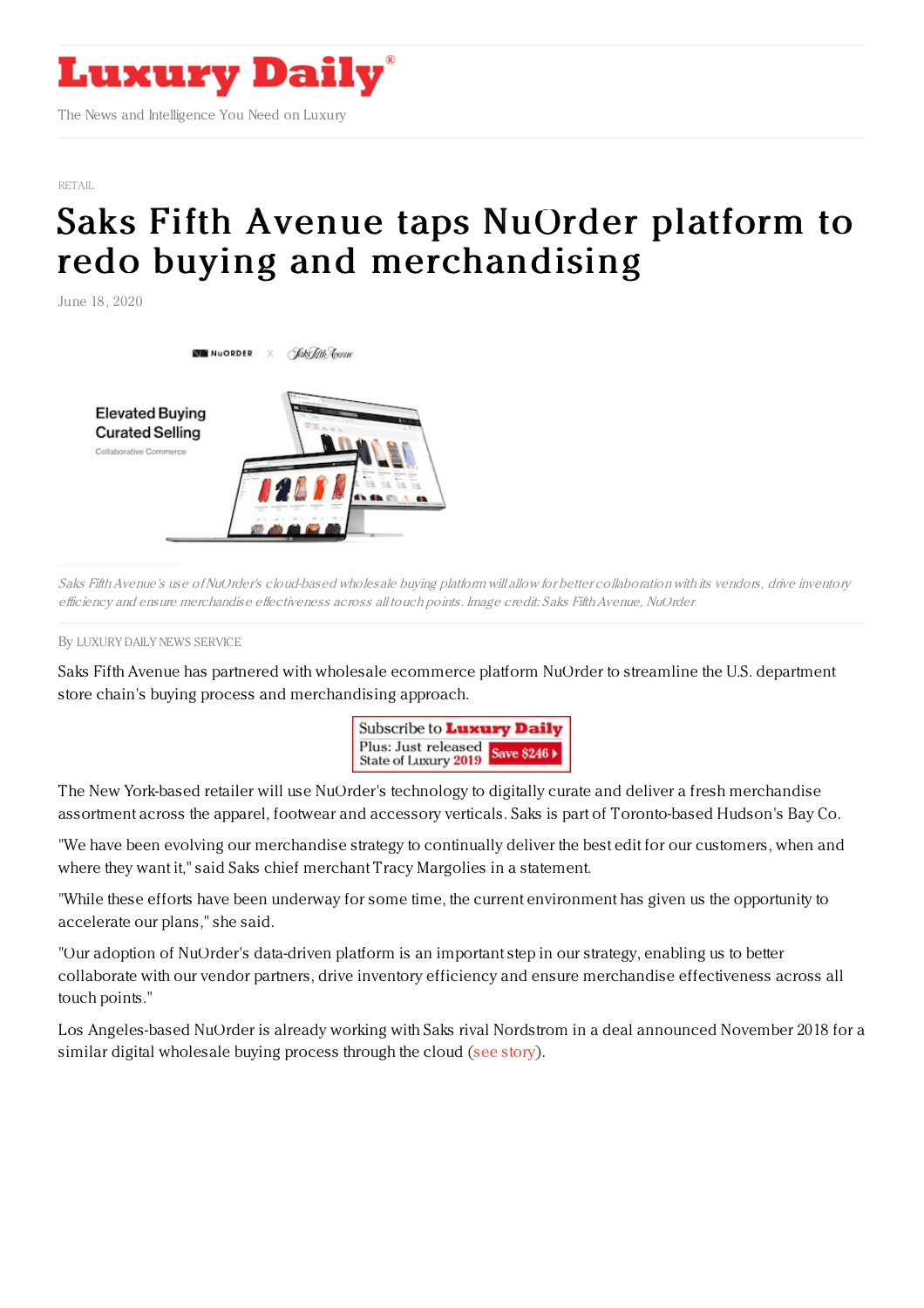RETAIL

# Saks Fifth Avenue taps NuOrder platform to redo buying and merchandising

June 18, 2020

*Saks Fifth Avenue's use of NuOrder's cloud-based wholesale buying platform will allow for better collaboration with its vendors, drive inventory efficiency and ensure merchandise effectiveness across all touch points. Image credit: Saks Fifth Avenue, NuOrder*

By LUXURY DAILY NEWS SERVICE

Saks Fifth Avenue has partnered with wholesale ecommerce platform NuOrder to streamline the U.S. department store chain's buying process and merchandising approach.

The New York-based retailer will use NuOrder's technology to digitally curate and deliver a fresh merchandise assortment across the apparel, footwear and accessory verticals. Saks is part of Toronto-based Hudson's Bay Co.

"We have been evolving our merchandise strategy to continually deliver the best edit for our customers, when and where they want it," said Saks chief merchant Tracy Margolies in a statement.

"While these efforts have been underway for some time, the current environment has given us the opportunity to accelerate our plans," she said.

"Our adoption of NuOrder's data-driven platform is an important step in our strategy, enabling us to better collaborate with our vendor partners, drive inventory efficiency and ensure merchandise effectiveness across all touch points."

Los Angeles-based NuOrder is already working with Saks rival Nordstrom in a deal announced November 2018 for a similar digital wholesale buying process through the cloud (see story).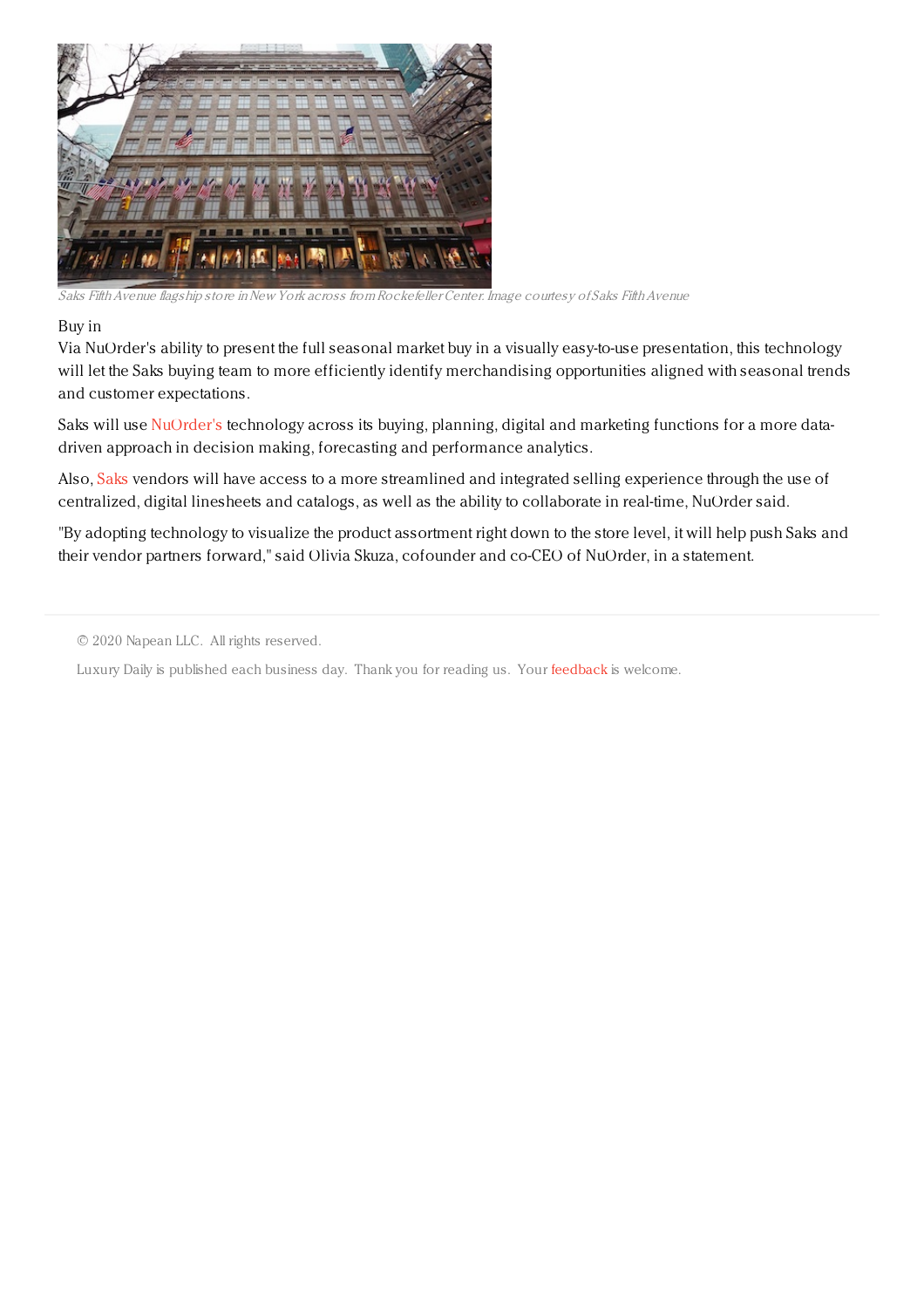Saks Fifth Avenue flagship store in New York across from Rockefeller Center. Image courtesy of Saks Fifth Avenue

Buy in

Via NuOrder's ability to present the full seasonal market buy in a visually easy-to-use presentation, this technology will let the Saks buying team to more efficiently identify merchandising opportunities aligned with seasonal trends and customer expectations.

Saks will use NuOrder's technology across its buying, planning, digital and marketing functions for a more data-driven approach in decision making, forecasting and performance analytics.

Also, Saks vendors will have access to a more streamlined and integrated selling experience through the use of centralized, digital linesheets and catalogs, as well as the ability to collaborate in real-time, NuOrder said.

"By adopting technology to visualize the product assortment right down to the store level, it will help push Saks and their vendor partners forward," said Olivia Skuza, cofounder and co-CEO of NuOrder, in a statement.

© 2020 Napean LLC. All rights reserved.

Luxury Daily is published each business day. Thank you for reading us. Your feedback is welcome.